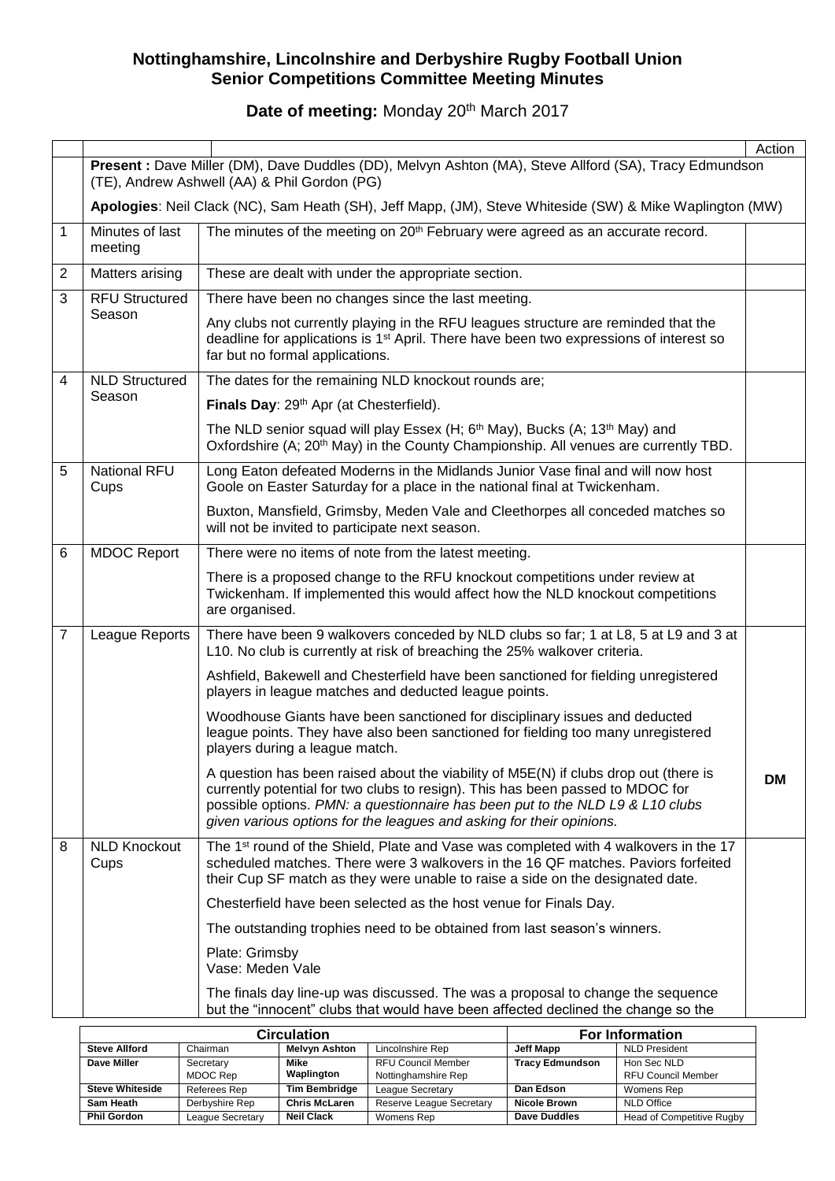# Nottinghamshire, Lincolnshire and Derbyshire Rugby Football Union
# Senior Competitions Committee Meeting Minutes

**Date of meeting:** Monday 20th March 2017

| | | | Action |
|---|---|---|---|
| | **Present :** Dave Miller (DM), Dave Duddles (DD), Melvyn Ashton (MA), Steve Allford (SA), Tracy Edmundson (TE), Andrew Ashwell (AA) & Phil Gordon (PG) <br><br> **Apologies**: Neil Clack (NC), Sam Heath (SH), Jeff Mapp, (JM), Steve Whiteside (SW) & Mike Waplington (MW) | | |
| 1 | Minutes of last meeting | The minutes of the meeting on 20th February were agreed as an accurate record. | |
| 2 | Matters arising | These are dealt with under the appropriate section. | |
| 3 | RFU Structured Season | There have been no changes since the last meeting. <br><br> Any clubs not currently playing in the RFU leagues structure are reminded that the deadline for applications is 1st April. There have been two expressions of interest so far but no formal applications. | |
| 4 | NLD Structured Season | The dates for the remaining NLD knockout rounds are; <br><br> **Finals Day**: 29th Apr (at Chesterfield). <br><br> The NLD senior squad will play Essex (H; 6th May), Bucks (A; 13th May) and Oxfordshire (A; 20th May) in the County Championship. All venues are currently TBD. | |
| 5 | National RFU Cups | Long Eaton defeated Moderns in the Midlands Junior Vase final and will now host Goole on Easter Saturday for a place in the national final at Twickenham. <br><br> Buxton, Mansfield, Grimsby, Meden Vale and Cleethorpes all conceded matches so will not be invited to participate next season. | |
| 6 | MDOC Report | There were no items of note from the latest meeting. <br><br> There is a proposed change to the RFU knockout competitions under review at Twickenham. If implemented this would affect how the NLD knockout competitions are organised. | |
| 7 | League Reports | There have been 9 walkovers conceded by NLD clubs so far; 1 at L8, 5 at L9 and 3 at L10. No club is currently at risk of breaching the 25% walkover criteria. <br><br> Ashfield, Bakewell and Chesterfield have been sanctioned for fielding unregistered players in league matches and deducted league points. <br><br> Woodhouse Giants have been sanctioned for disciplinary issues and deducted league points. They have also been sanctioned for fielding too many unregistered players during a league match. <br><br> A question has been raised about the viability of M5E(N) if clubs drop out (there is currently potential for two clubs to resign). This has been passed to MDOC for possible options. *PMN: a questionnaire has been put to the NLD L9 & L10 clubs given various options for the leagues and asking for their opinions.* | **DM** |
| 8 | NLD Knockout Cups | The 1st round of the Shield, Plate and Vase was completed with 4 walkovers in the 17 scheduled matches. There were 3 walkovers in the 16 QF matches. Paviors forfeited their Cup SF match as they were unable to raise a side on the designated date. <br><br> Chesterfield have been selected as the host venue for Finals Day. <br><br> The outstanding trophies need to be obtained from last season's winners. <br><br> Plate: Grimsby <br> Vase: Meden Vale <br><br> The finals day line-up was discussed. The was a proposal to change the sequence but the "innocent" clubs that would have been affected declined the change so the | |

| Circulation | | | | For Information | |
|---|---|---|---|---|---|
| **Steve Allford** | Chairman | **Melvyn Ashton** | Lincolnshire Rep | **Jeff Mapp** | NLD President |
| **Dave Miller** | Secretary MDOC Rep | **Mike Waplington** | RFU Council Member Nottinghamshire Rep | **Tracy Edmundson** | Hon Sec NLD RFU Council Member |
| **Steve Whiteside** | Referees Rep | **Tim Bembridge** | League Secretary | **Dan Edson** | Womens Rep |
| **Sam Heath** | Derbyshire Rep | **Chris McLaren** | Reserve League Secretary | **Nicole Brown** | NLD Office |
| **Phil Gordon** | League Secretary | **Neil Clack** | Womens Rep | **Dave Duddles** | Head of Competitive Rugby |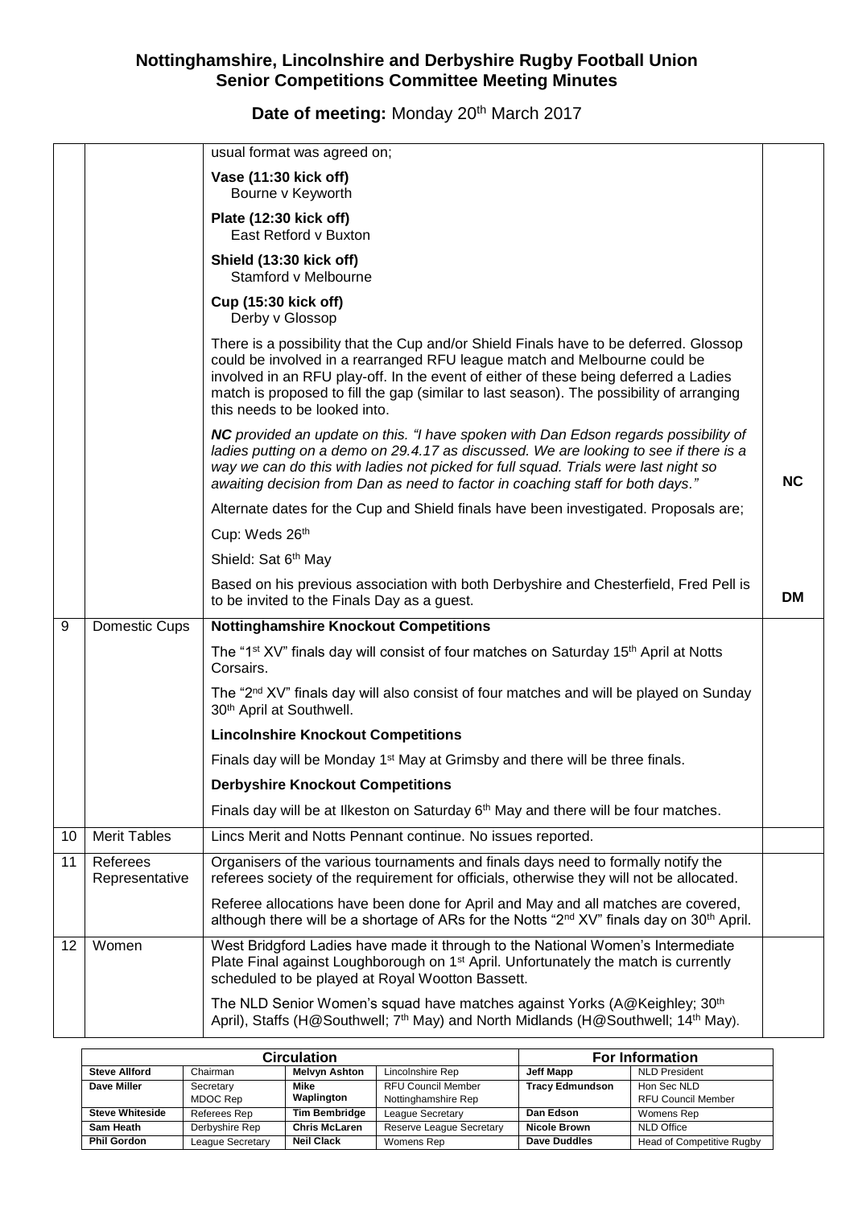# Nottinghamshire, Lincolnshire and Derbyshire Rugby Football Union
## Senior Competitions Committee Meeting Minutes

**Date of meeting:** Monday 20th March 2017

| | | | |
|---|---|---|---|
| | | usual format was agreed on;<br><br>**Vase (11:30 kick off)**<br>Bourne v Keyworth<br><br>**Plate (12:30 kick off)**<br>East Retford v Buxton<br><br>**Shield (13:30 kick off)**<br>Stamford v Melbourne<br><br>**Cup (15:30 kick off)**<br>Derby v Glossop<br><br>There is a possibility that the Cup and/or Shield Finals have to be deferred. Glossop could be involved in a rearranged RFU league match and Melbourne could be involved in an RFU play-off. In the event of either of these being deferred a Ladies match is proposed to fill the gap (similar to last season). The possibility of arranging this needs to be looked into. | |
| | | ***NC** provided an update on this. "I have spoken with Dan Edson regards possibility of ladies putting on a demo on 29.4.17 as discussed. We are looking to see if there is a way we can do this with ladies not picked for full squad. Trials were last night so awaiting decision from Dan as need to factor in coaching staff for both days."* | **NC** |
| | | Alternate dates for the Cup and Shield finals have been investigated. Proposals are;<br><br>Cup: Weds 26th<br><br>Shield: Sat 6th May | |
| | | Based on his previous association with both Derbyshire and Chesterfield, Fred Pell is to be invited to the Finals Day as a guest. | **DM** |
| 9 | Domestic Cups | **Nottinghamshire Knockout Competitions**<br><br>The "1st XV" finals day will consist of four matches on Saturday 15th April at Notts Corsairs.<br><br>The "2nd XV" finals day will also consist of four matches and will be played on Sunday 30th April at Southwell.<br><br>**Lincolnshire Knockout Competitions**<br><br>Finals day will be Monday 1st May at Grimsby and there will be three finals.<br><br>**Derbyshire Knockout Competitions**<br><br>Finals day will be at Ilkeston on Saturday 6th May and there will be four matches. | |
| 10 | Merit Tables | Lincs Merit and Notts Pennant continue. No issues reported. | |
| 11 | Referees Representative | Organisers of the various tournaments and finals days need to formally notify the referees society of the requirement for officials, otherwise they will not be allocated.<br><br>Referee allocations have been done for April and May and all matches are covered, although there will be a shortage of ARs for the Notts "2nd XV" finals day on 30th April. | |
| 12 | Women | West Bridgford Ladies have made it through to the National Women's Intermediate Plate Final against Loughborough on 1st April. Unfortunately the match is currently scheduled to be played at Royal Wootton Bassett.<br><br>The NLD Senior Women's squad have matches against Yorks (A@Keighley; 30th April), Staffs (H@Southwell; 7th May) and North Midlands (H@Southwell; 14th May). | |

| Circulation | | | | For Information | |
|---|---|---|---|---|---|
| **Steve Allford** | Chairman | **Melvyn Ashton** | Lincolnshire Rep | **Jeff Mapp** | NLD President |
| **Dave Miller** | Secretary<br>MDOC Rep | **Mike Waplington** | RFU Council Member<br>Nottinghamshire Rep | **Tracy Edmundson** | Hon Sec NLD<br>RFU Council Member |
| **Steve Whiteside** | Referees Rep | **Tim Bembridge** | League Secretary | **Dan Edson** | Womens Rep |
| **Sam Heath** | Derbyshire Rep | **Chris McLaren** | Reserve League Secretary | **Nicole Brown** | NLD Office |
| **Phil Gordon** | League Secretary | **Neil Clack** | Womens Rep | **Dave Duddles** | Head of Competitive Rugby |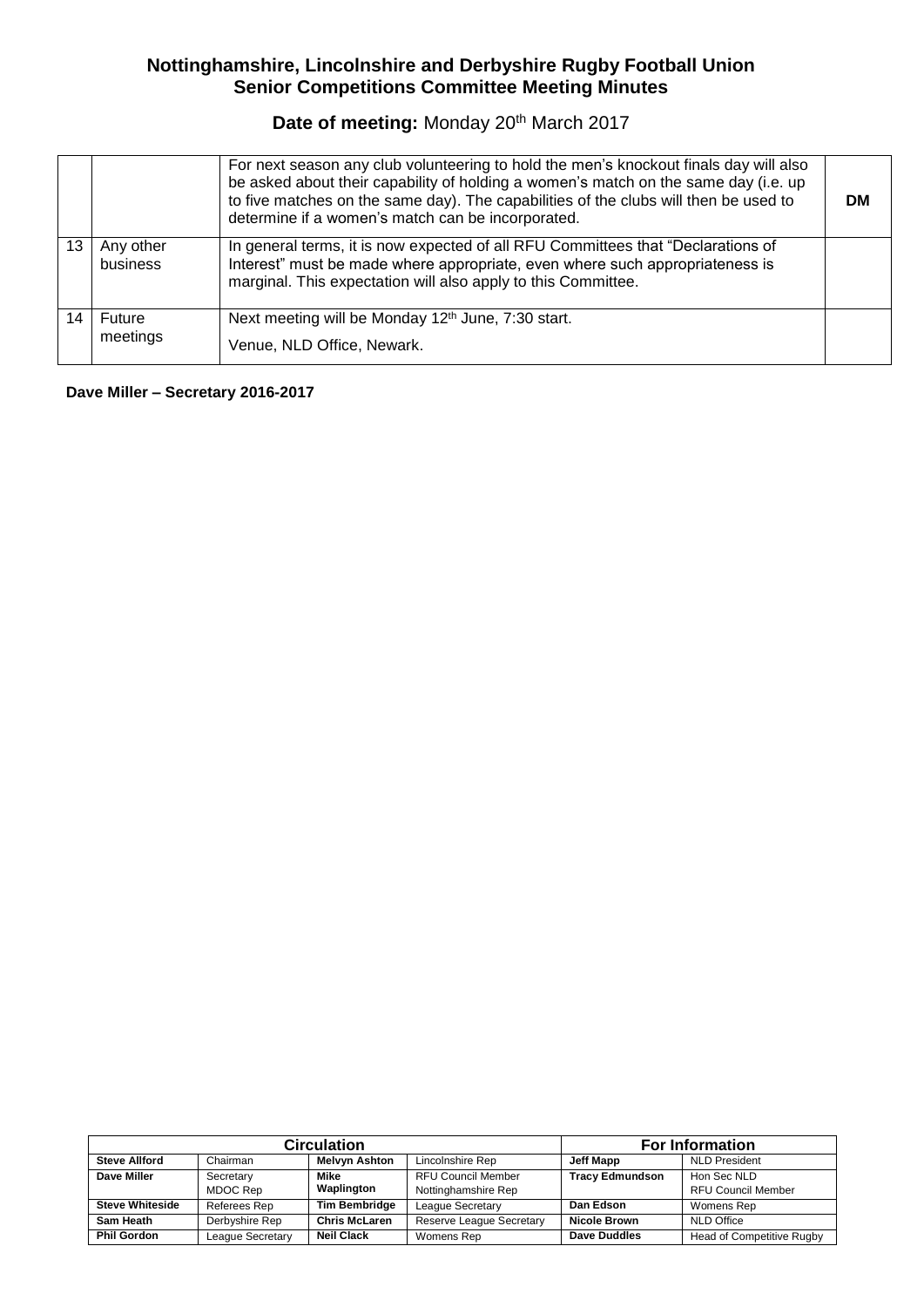## Nottinghamshire, Lincolnshire and Derbyshire Rugby Football Union
## Senior Competitions Committee Meeting Minutes

**Date of meeting:** Monday 20th March 2017

| | | | |
|---|---|---|---|
| | | For next season any club volunteering to hold the men's knockout finals day will also be asked about their capability of holding a women's match on the same day (i.e. up to five matches on the same day). The capabilities of the clubs will then be used to determine if a women's match can be incorporated. | **DM** |
| 13 | Any other business | In general terms, it is now expected of all RFU Committees that "Declarations of Interest" must be made where appropriate, even where such appropriateness is marginal. This expectation will also apply to this Committee. | |
| 14 | Future meetings | Next meeting will be Monday 12th June, 7:30 start.<br>Venue, NLD Office, Newark. | |

**Dave Miller – Secretary 2016-2017**

| Circulation | | | | For Information | |
|---|---|---|---|---|---|
| **Steve Allford** | Chairman | **Melvyn Ashton** | Lincolnshire Rep | **Jeff Mapp** | NLD President |
| **Dave Miller** | Secretary<br>MDOC Rep | **Mike Waplington** | RFU Council Member<br>Nottinghamshire Rep | **Tracy Edmundson** | Hon Sec NLD<br>RFU Council Member |
| **Steve Whiteside** | Referees Rep | **Tim Bembridge** | League Secretary | **Dan Edson** | Womens Rep |
| **Sam Heath** | Derbyshire Rep | **Chris McLaren** | Reserve League Secretary | **Nicole Brown** | NLD Office |
| **Phil Gordon** | League Secretary | **Neil Clack** | Womens Rep | **Dave Duddles** | Head of Competitive Rugby |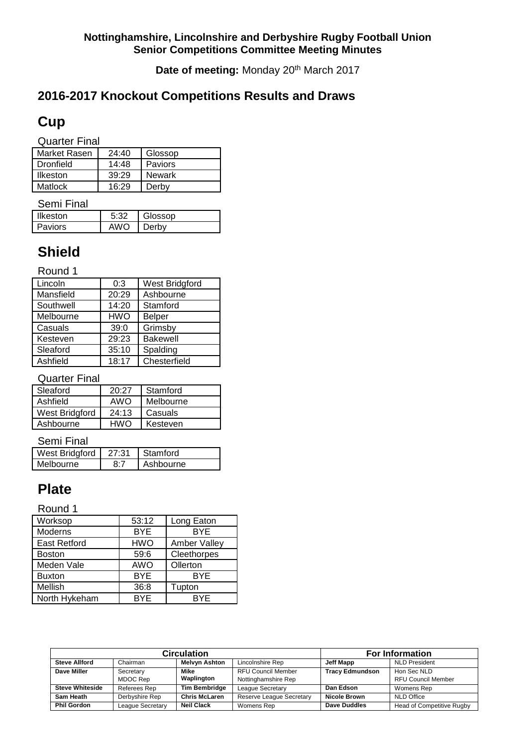**Nottinghamshire, Lincolnshire and Derbyshire Rugby Football Union**
**Senior Competitions Committee Meeting Minutes**

**Date of meeting:** Monday 20th March 2017

## 2016-2017 Knockout Competitions Results and Draws

# Cup

Quarter Final

| | | |
|---|---|---|
| Market Rasen | 24:40 | Glossop |
| Dronfield | 14:48 | Paviors |
| Ilkeston | 39:29 | Newark |
| Matlock | 16:29 | Derby |

Semi Final

| | | |
|---|---|---|
| Ilkeston | 5:32 | Glossop |
| Paviors | AWO | Derby |

# Shield

Round 1

| | | |
|---|---|---|
| Lincoln | 0:3 | West Bridgford |
| Mansfield | 20:29 | Ashbourne |
| Southwell | 14:20 | Stamford |
| Melbourne | HWO | Belper |
| Casuals | 39:0 | Grimsby |
| Kesteven | 29:23 | Bakewell |
| Sleaford | 35:10 | Spalding |
| Ashfield | 18:17 | Chesterfield |

Quarter Final

| | | |
|---|---|---|
| Sleaford | 20:27 | Stamford |
| Ashfield | AWO | Melbourne |
| West Bridgford | 24:13 | Casuals |
| Ashbourne | HWO | Kesteven |

Semi Final

| | | |
|---|---|---|
| West Bridgford | 27:31 | Stamford |
| Melbourne | 8:7 | Ashbourne |

# Plate

Round 1

| | | |
|---|---|---|
| Worksop | 53:12 | Long Eaton |
| Moderns | BYE | BYE |
| East Retford | HWO | Amber Valley |
| Boston | 59:6 | Cleethorpes |
| Meden Vale | AWO | Ollerton |
| Buxton | BYE | BYE |
| Mellish | 36:8 | Tupton |
| North Hykeham | BYE | BYE |

| Circulation | | | | For Information | |
|---|---|---|---|---|---|
| **Steve Allford** | Chairman | **Melvyn Ashton** | Lincolnshire Rep | **Jeff Mapp** | NLD President |
| **Dave Miller** | Secretary MDOC Rep | **Mike Waplington** | RFU Council Member Nottinghamshire Rep | **Tracy Edmundson** | Hon Sec NLD RFU Council Member |
| **Steve Whiteside** | Referees Rep | **Tim Bembridge** | League Secretary | **Dan Edson** | Womens Rep |
| **Sam Heath** | Derbyshire Rep | **Chris McLaren** | Reserve League Secretary | **Nicole Brown** | NLD Office |
| **Phil Gordon** | League Secretary | **Neil Clack** | Womens Rep | **Dave Duddles** | Head of Competitive Rugby |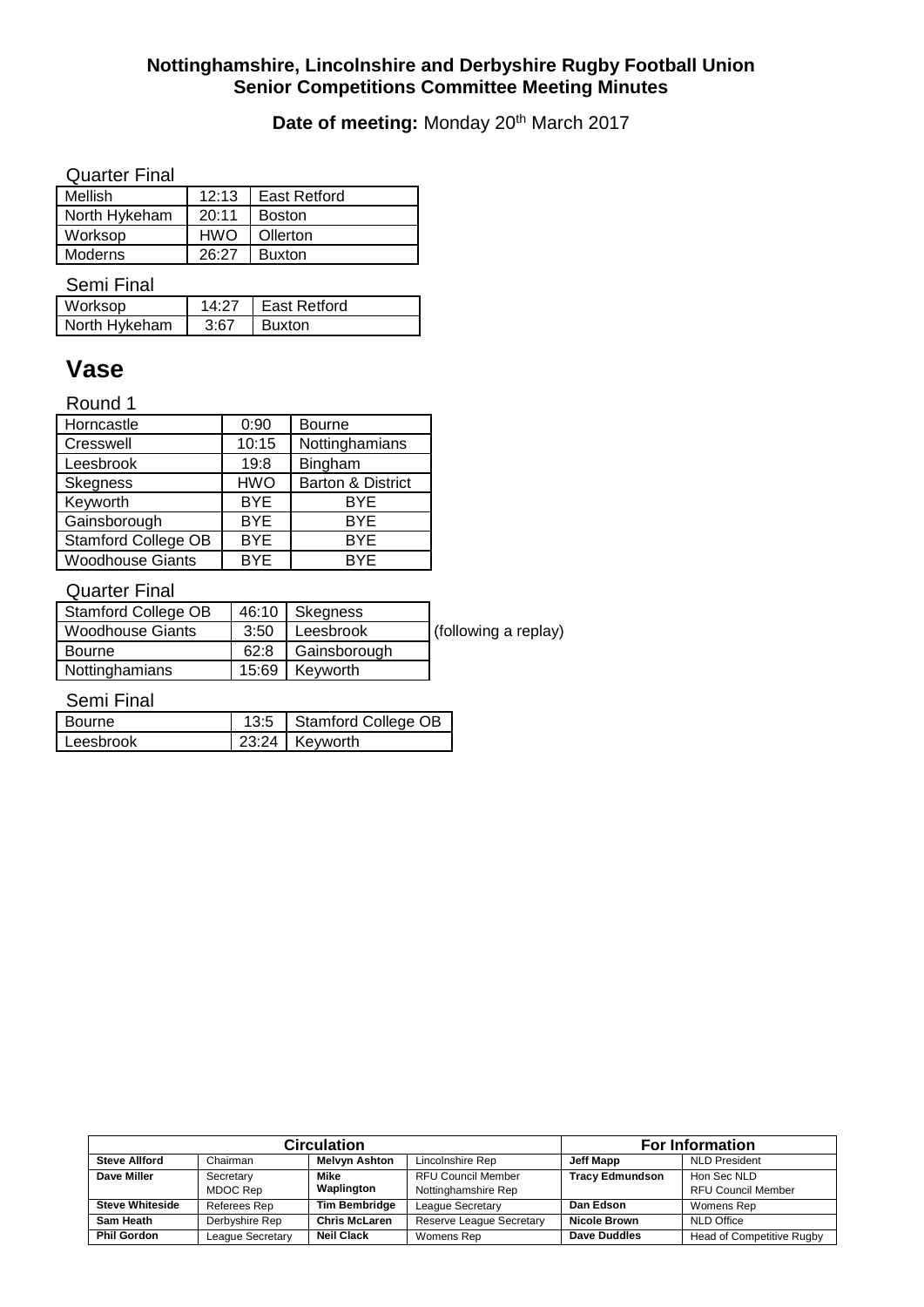**Nottinghamshire, Lincolnshire and Derbyshire Rugby Football Union**
**Senior Competitions Committee Meeting Minutes**

**Date of meeting:** Monday 20th March 2017

Quarter Final

| | | |
|---|---|---|
| Mellish | 12:13 | East Retford |
| North Hykeham | 20:11 | Boston |
| Worksop | HWO | Ollerton |
| Moderns | 26:27 | Buxton |

Semi Final

| | | |
|---|---|---|
| Worksop | 14:27 | East Retford |
| North Hykeham | 3:67 | Buxton |

## Vase

Round 1

| | | |
|---|---|---|
| Horncastle | 0:90 | Bourne |
| Cresswell | 10:15 | Nottinghamians |
| Leesbrook | 19:8 | Bingham |
| Skegness | HWO | Barton & District |
| Keyworth | BYE | BYE |
| Gainsborough | BYE | BYE |
| Stamford College OB | BYE | BYE |
| Woodhouse Giants | BYE | BYE |

Quarter Final

| | | | |
|---|---|---|---|
| Stamford College OB | 46:10 | Skegness | |
| Woodhouse Giants | 3:50 | Leesbrook | (following a replay) |
| Bourne | 62:8 | Gainsborough | |
| Nottinghamians | 15:69 | Keyworth | |

Semi Final

| | | |
|---|---|---|
| Bourne | 13:5 | Stamford College OB |
| Leesbrook | 23:24 | Keyworth |

| Circulation | | | | For Information | |
|---|---|---|---|---|---|
| **Steve Allford** | Chairman | **Melvyn Ashton** | Lincolnshire Rep | **Jeff Mapp** | NLD President |
| **Dave Miller** | Secretary MDOC Rep | **Mike Waplington** | RFU Council Member Nottinghamshire Rep | **Tracy Edmundson** | Hon Sec NLD RFU Council Member |
| **Steve Whiteside** | Referees Rep | **Tim Bembridge** | League Secretary | **Dan Edson** | Womens Rep |
| **Sam Heath** | Derbyshire Rep | **Chris McLaren** | Reserve League Secretary | **Nicole Brown** | NLD Office |
| **Phil Gordon** | League Secretary | **Neil Clack** | Womens Rep | **Dave Duddles** | Head of Competitive Rugby |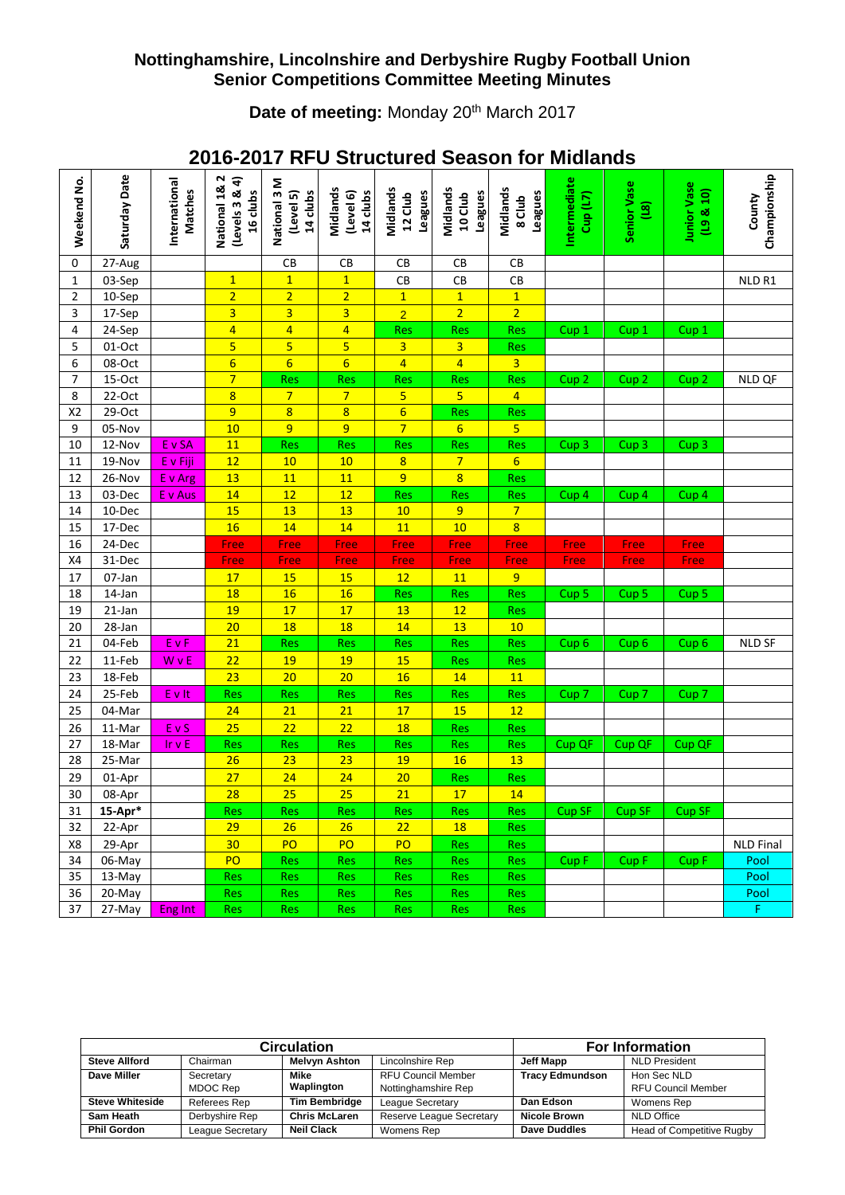## Nottinghamshire, Lincolnshire and Derbyshire Rugby Football Union
## Senior Competitions Committee Meeting Minutes

**Date of meeting:** Monday 20th March 2017

## 2016-2017 RFU Structured Season for Midlands

| Weekend No. | Saturday Date | International Matches | National 1& 2 (Levels 3 & 4) 16 clubs | National 3 M (Level 5) 14 clubs | Midlands (Level 6) 14 clubs | Midlands 12 Club Leagues | Midlands 10 Club Leagues | Midlands 8 Club Leagues | Intermediate Cup (L7) | Senior Vase (L8) | Junior Vase (L9 & 10) | County Championship |
|---|---|---|---|---|---|---|---|---|---|---|---|---|
| 0 | 27-Aug | | | CB | CB | CB | CB | CB | | | | |
| 1 | 03-Sep | | 1 | 1 | 1 | CB | CB | CB | | | | NLD R1 |
| 2 | 10-Sep | | 2 | 2 | 2 | 1 | 1 | 1 | | | | |
| 3 | 17-Sep | | 3 | 3 | 3 | 2 | 2 | 2 | | | | |
| 4 | 24-Sep | | 4 | 4 | 4 | Res | Res | Res | Cup 1 | Cup 1 | Cup 1 | |
| 5 | 01-Oct | | 5 | 5 | 5 | 3 | 3 | Res | | | | |
| 6 | 08-Oct | | 6 | 6 | 6 | 4 | 4 | 3 | | | | |
| 7 | 15-Oct | | 7 | Res | Res | Res | Res | Res | Cup 2 | Cup 2 | Cup 2 | NLD QF |
| 8 | 22-Oct | | 8 | 7 | 7 | 5 | 5 | 4 | | | | |
| X2 | 29-Oct | | 9 | 8 | 8 | 6 | Res | Res | | | | |
| 9 | 05-Nov | | 10 | 9 | 9 | 7 | 6 | 5 | | | | |
| 10 | 12-Nov | E v SA | 11 | Res | Res | Res | Res | Res | Cup 3 | Cup 3 | Cup 3 | |
| 11 | 19-Nov | E v Fiji | 12 | 10 | 10 | 8 | 7 | 6 | | | | |
| 12 | 26-Nov | E v Arg | 13 | 11 | 11 | 9 | 8 | Res | | | | |
| 13 | 03-Dec | E v Aus | 14 | 12 | 12 | Res | Res | Res | Cup 4 | Cup 4 | Cup 4 | |
| 14 | 10-Dec | | 15 | 13 | 13 | 10 | 9 | 7 | | | | |
| 15 | 17-Dec | | 16 | 14 | 14 | 11 | 10 | 8 | | | | |
| 16 | 24-Dec | | Free | Free | Free | Free | Free | Free | Free | Free | Free | |
| X4 | 31-Dec | | Free | Free | Free | Free | Free | Free | Free | Free | Free | |
| 17 | 07-Jan | | 17 | 15 | 15 | 12 | 11 | 9 | | | | |
| 18 | 14-Jan | | 18 | 16 | 16 | Res | Res | Res | Cup 5 | Cup 5 | Cup 5 | |
| 19 | 21-Jan | | 19 | 17 | 17 | 13 | 12 | Res | | | | |
| 20 | 28-Jan | | 20 | 18 | 18 | 14 | 13 | 10 | | | | |
| 21 | 04-Feb | E v F | 21 | Res | Res | Res | Res | Res | Cup 6 | Cup 6 | Cup 6 | NLD SF |
| 22 | 11-Feb | W v E | 22 | 19 | 19 | 15 | Res | Res | | | | |
| 23 | 18-Feb | | 23 | 20 | 20 | 16 | 14 | 11 | | | | |
| 24 | 25-Feb | E v It | Res | Res | Res | Res | Res | Res | Cup 7 | Cup 7 | Cup 7 | |
| 25 | 04-Mar | | 24 | 21 | 21 | 17 | 15 | 12 | | | | |
| 26 | 11-Mar | E v S | 25 | 22 | 22 | 18 | Res | Res | | | | |
| 27 | 18-Mar | Ir v E | Res | Res | Res | Res | Res | Res | Cup QF | Cup QF | Cup QF | |
| 28 | 25-Mar | | 26 | 23 | 23 | 19 | 16 | 13 | | | | |
| 29 | 01-Apr | | 27 | 24 | 24 | 20 | Res | Res | | | | |
| 30 | 08-Apr | | 28 | 25 | 25 | 21 | 17 | 14 | | | | |
| 31 | **15-Apr*** | | Res | Res | Res | Res | Res | Res | Cup SF | Cup SF | Cup SF | |
| 32 | 22-Apr | | 29 | 26 | 26 | 22 | 18 | Res | | | | |
| X8 | 29-Apr | | 30 | PO | PO | PO | Res | Res | | | | NLD Final |
| 34 | 06-May | | PO | Res | Res | Res | Res | Res | Cup F | Cup F | Cup F | Pool |
| 35 | 13-May | | Res | Res | Res | Res | Res | Res | | | | Pool |
| 36 | 20-May | | Res | Res | Res | Res | Res | Res | | | | Pool |
| 37 | 27-May | Eng Int | Res | Res | Res | Res | Res | Res | | | | F |

| Circulation | | | | For Information | |
|---|---|---|---|---|---|
| **Steve Allford** | Chairman | **Melvyn Ashton** | Lincolnshire Rep | **Jeff Mapp** | NLD President |
| **Dave Miller** | Secretary MDOC Rep | **Mike Waplington** | RFU Council Member Nottinghamshire Rep | **Tracy Edmundson** | Hon Sec NLD RFU Council Member |
| **Steve Whiteside** | Referees Rep | **Tim Bembridge** | League Secretary | **Dan Edson** | Womens Rep |
| **Sam Heath** | Derbyshire Rep | **Chris McLaren** | Reserve League Secretary | **Nicole Brown** | NLD Office |
| **Phil Gordon** | League Secretary | **Neil Clack** | Womens Rep | **Dave Duddles** | Head of Competitive Rugby |